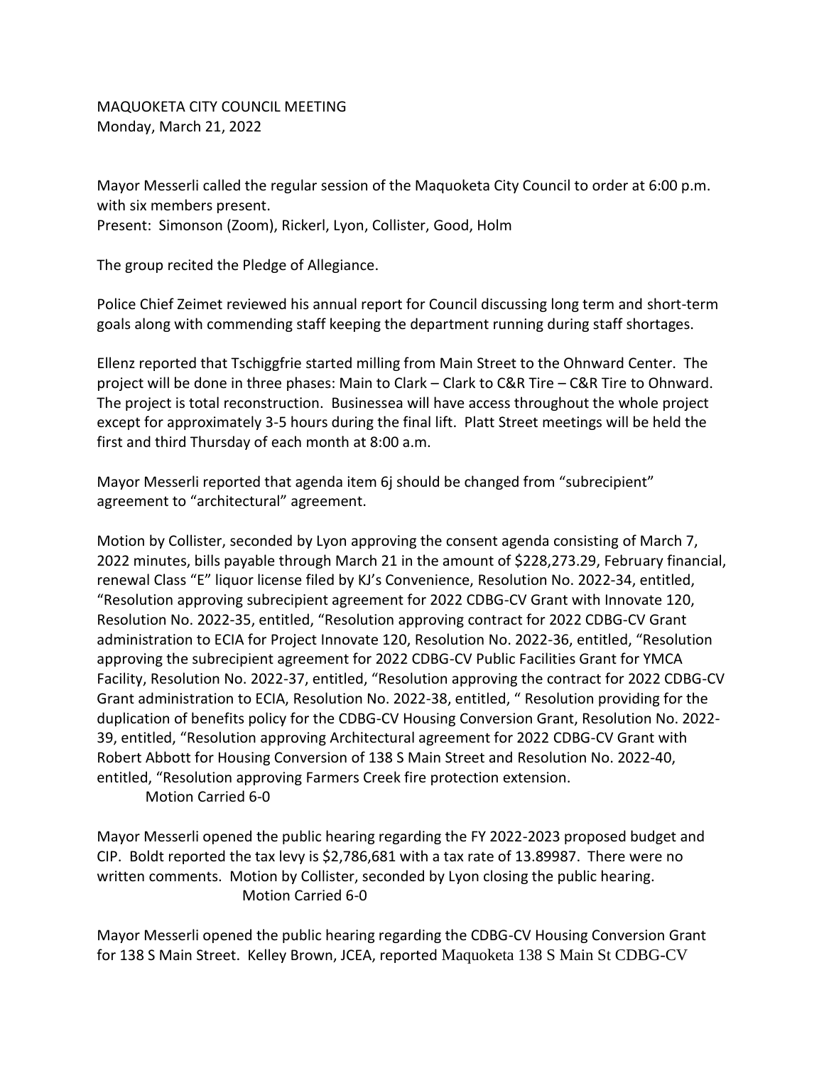MAQUOKETA CITY COUNCIL MEETING
Monday, March 21, 2022

Mayor Messerli called the regular session of the Maquoketa City Council to order at 6:00 p.m. with six members present.
Present: Simonson (Zoom), Rickerl, Lyon, Collister, Good, Holm

The group recited the Pledge of Allegiance.

Police Chief Zeimet reviewed his annual report for Council discussing long term and short-term goals along with commending staff keeping the department running during staff shortages.

Ellenz reported that Tschiggfrie started milling from Main Street to the Ohnward Center. The project will be done in three phases: Main to Clark – Clark to C&R Tire – C&R Tire to Ohnward. The project is total reconstruction. Businessea will have access throughout the whole project except for approximately 3-5 hours during the final lift. Platt Street meetings will be held the first and third Thursday of each month at 8:00 a.m.

Mayor Messerli reported that agenda item 6j should be changed from "subrecipient" agreement to "architectural" agreement.

Motion by Collister, seconded by Lyon approving the consent agenda consisting of March 7, 2022 minutes, bills payable through March 21 in the amount of $228,273.29, February financial, renewal Class "E" liquor license filed by KJ's Convenience, Resolution No. 2022-34, entitled, "Resolution approving subrecipient agreement for 2022 CDBG-CV Grant with Innovate 120, Resolution No. 2022-35, entitled, "Resolution approving contract for 2022 CDBG-CV Grant administration to ECIA for Project Innovate 120, Resolution No. 2022-36, entitled, "Resolution approving the subrecipient agreement for 2022 CDBG-CV Public Facilities Grant for YMCA Facility, Resolution No. 2022-37, entitled, "Resolution approving the contract for 2022 CDBG-CV Grant administration to ECIA, Resolution No. 2022-38, entitled, " Resolution providing for the duplication of benefits policy for the CDBG-CV Housing Conversion Grant, Resolution No. 2022-39, entitled, "Resolution approving Architectural agreement for 2022 CDBG-CV Grant with Robert Abbott for Housing Conversion of 138 S Main Street and Resolution No. 2022-40, entitled, "Resolution approving Farmers Creek fire protection extension.

Motion Carried 6-0

Mayor Messerli opened the public hearing regarding the FY 2022-2023 proposed budget and CIP. Boldt reported the tax levy is $2,786,681 with a tax rate of 13.89987. There were no written comments. Motion by Collister, seconded by Lyon closing the public hearing.

Motion Carried 6-0

Mayor Messerli opened the public hearing regarding the CDBG-CV Housing Conversion Grant for 138 S Main Street. Kelley Brown, JCEA, reported Maquoketa 138 S Main St CDBG-CV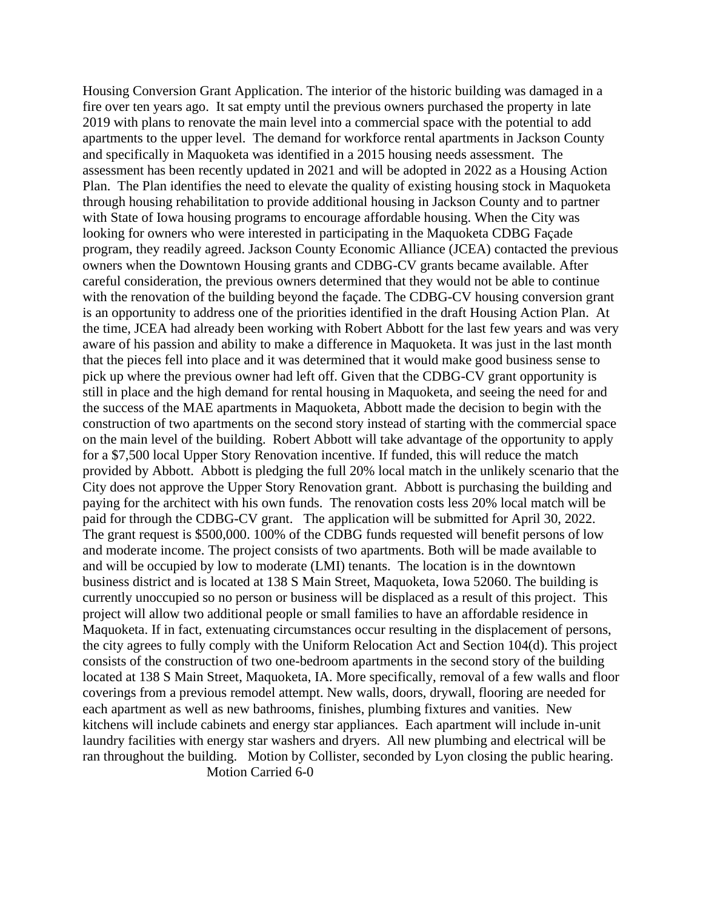Housing Conversion Grant Application. The interior of the historic building was damaged in a fire over ten years ago. It sat empty until the previous owners purchased the property in late 2019 with plans to renovate the main level into a commercial space with the potential to add apartments to the upper level. The demand for workforce rental apartments in Jackson County and specifically in Maquoketa was identified in a 2015 housing needs assessment. The assessment has been recently updated in 2021 and will be adopted in 2022 as a Housing Action Plan. The Plan identifies the need to elevate the quality of existing housing stock in Maquoketa through housing rehabilitation to provide additional housing in Jackson County and to partner with State of Iowa housing programs to encourage affordable housing. When the City was looking for owners who were interested in participating in the Maquoketa CDBG Façade program, they readily agreed. Jackson County Economic Alliance (JCEA) contacted the previous owners when the Downtown Housing grants and CDBG-CV grants became available. After careful consideration, the previous owners determined that they would not be able to continue with the renovation of the building beyond the façade. The CDBG-CV housing conversion grant is an opportunity to address one of the priorities identified in the draft Housing Action Plan. At the time, JCEA had already been working with Robert Abbott for the last few years and was very aware of his passion and ability to make a difference in Maquoketa. It was just in the last month that the pieces fell into place and it was determined that it would make good business sense to pick up where the previous owner had left off. Given that the CDBG-CV grant opportunity is still in place and the high demand for rental housing in Maquoketa, and seeing the need for and the success of the MAE apartments in Maquoketa, Abbott made the decision to begin with the construction of two apartments on the second story instead of starting with the commercial space on the main level of the building. Robert Abbott will take advantage of the opportunity to apply for a $7,500 local Upper Story Renovation incentive. If funded, this will reduce the match provided by Abbott. Abbott is pledging the full 20% local match in the unlikely scenario that the City does not approve the Upper Story Renovation grant. Abbott is purchasing the building and paying for the architect with his own funds. The renovation costs less 20% local match will be paid for through the CDBG-CV grant. The application will be submitted for April 30, 2022. The grant request is $500,000. 100% of the CDBG funds requested will benefit persons of low and moderate income. The project consists of two apartments. Both will be made available to and will be occupied by low to moderate (LMI) tenants. The location is in the downtown business district and is located at 138 S Main Street, Maquoketa, Iowa 52060. The building is currently unoccupied so no person or business will be displaced as a result of this project. This project will allow two additional people or small families to have an affordable residence in Maquoketa. If in fact, extenuating circumstances occur resulting in the displacement of persons, the city agrees to fully comply with the Uniform Relocation Act and Section 104(d). This project consists of the construction of two one-bedroom apartments in the second story of the building located at 138 S Main Street, Maquoketa, IA. More specifically, removal of a few walls and floor coverings from a previous remodel attempt. New walls, doors, drywall, flooring are needed for each apartment as well as new bathrooms, finishes, plumbing fixtures and vanities. New kitchens will include cabinets and energy star appliances. Each apartment will include in-unit laundry facilities with energy star washers and dryers. All new plumbing and electrical will be ran throughout the building. Motion by Collister, seconded by Lyon closing the public hearing.

Motion Carried 6-0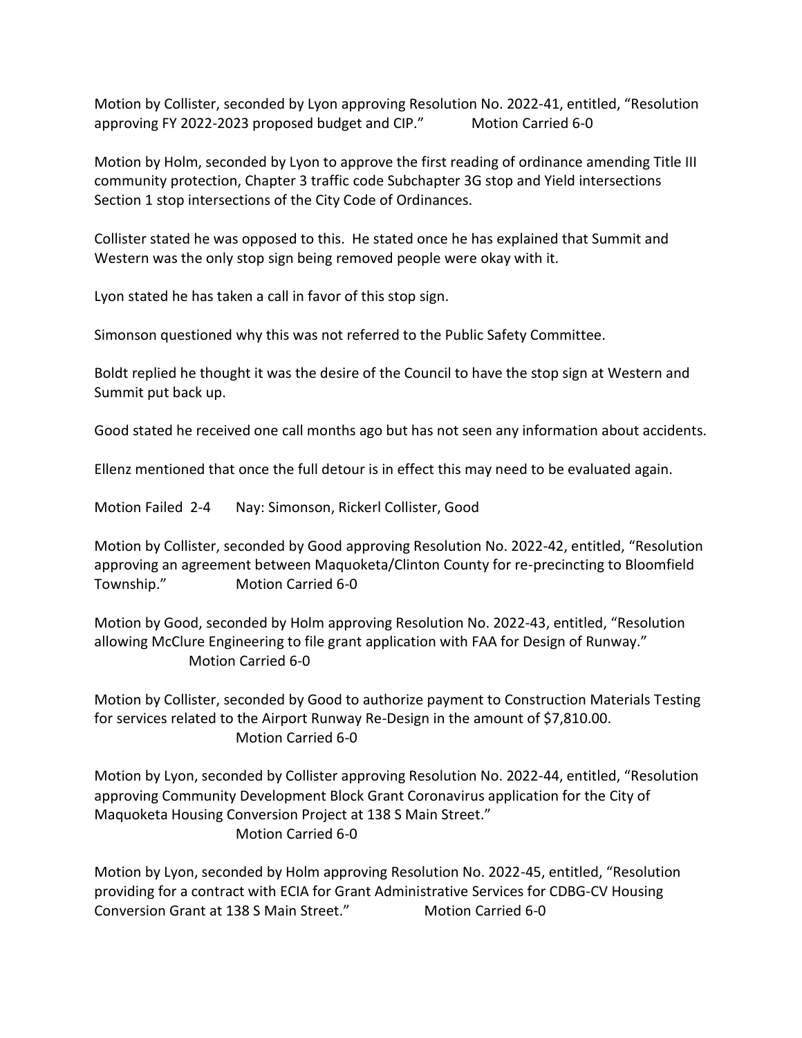Motion by Collister, seconded by Lyon approving Resolution No. 2022-41, entitled, "Resolution approving FY 2022-2023 proposed budget and CIP." Motion Carried 6-0

Motion by Holm, seconded by Lyon to approve the first reading of ordinance amending Title III community protection, Chapter 3 traffic code Subchapter 3G stop and Yield intersections Section 1 stop intersections of the City Code of Ordinances.

Collister stated he was opposed to this. He stated once he has explained that Summit and Western was the only stop sign being removed people were okay with it.

Lyon stated he has taken a call in favor of this stop sign.

Simonson questioned why this was not referred to the Public Safety Committee.

Boldt replied he thought it was the desire of the Council to have the stop sign at Western and Summit put back up.

Good stated he received one call months ago but has not seen any information about accidents.

Ellenz mentioned that once the full detour is in effect this may need to be evaluated again.

Motion Failed 2-4 Nay: Simonson, Rickerl Collister, Good

Motion by Collister, seconded by Good approving Resolution No. 2022-42, entitled, "Resolution approving an agreement between Maquoketa/Clinton County for re-precincting to Bloomfield Township." Motion Carried 6-0

Motion by Good, seconded by Holm approving Resolution No. 2022-43, entitled, "Resolution allowing McClure Engineering to file grant application with FAA for Design of Runway." Motion Carried 6-0

Motion by Collister, seconded by Good to authorize payment to Construction Materials Testing for services related to the Airport Runway Re-Design in the amount of $7,810.00. Motion Carried 6-0

Motion by Lyon, seconded by Collister approving Resolution No. 2022-44, entitled, "Resolution approving Community Development Block Grant Coronavirus application for the City of Maquoketa Housing Conversion Project at 138 S Main Street." Motion Carried 6-0

Motion by Lyon, seconded by Holm approving Resolution No. 2022-45, entitled, "Resolution providing for a contract with ECIA for Grant Administrative Services for CDBG-CV Housing Conversion Grant at 138 S Main Street." Motion Carried 6-0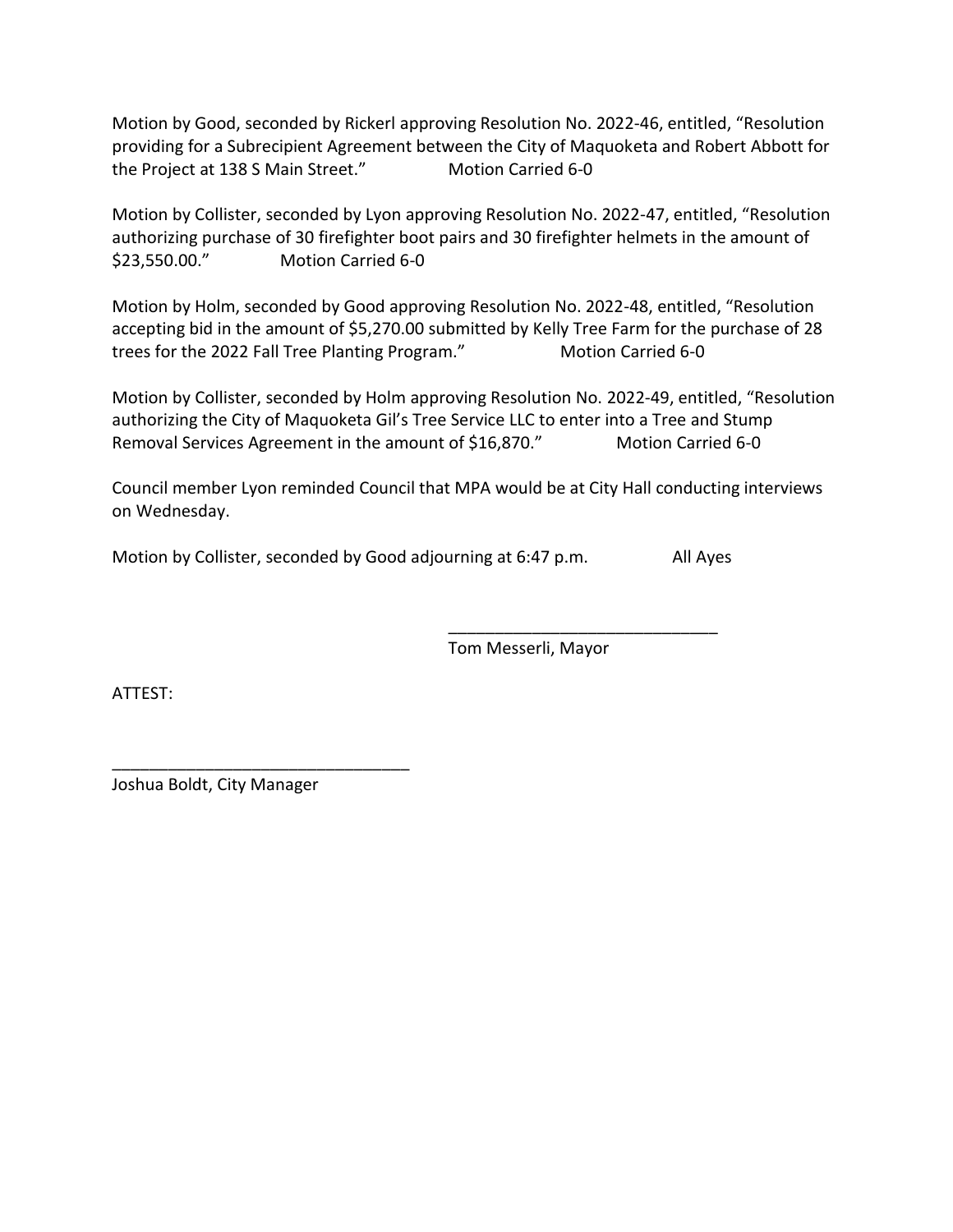Motion by Good, seconded by Rickerl approving Resolution No. 2022-46, entitled, "Resolution providing for a Subrecipient Agreement between the City of Maquoketa and Robert Abbott for the Project at 138 S Main Street." Motion Carried 6-0

Motion by Collister, seconded by Lyon approving Resolution No. 2022-47, entitled, "Resolution authorizing purchase of 30 firefighter boot pairs and 30 firefighter helmets in the amount of $23,550.00." Motion Carried 6-0

Motion by Holm, seconded by Good approving Resolution No. 2022-48, entitled, "Resolution accepting bid in the amount of $5,270.00 submitted by Kelly Tree Farm for the purchase of 28 trees for the 2022 Fall Tree Planting Program." Motion Carried 6-0

Motion by Collister, seconded by Holm approving Resolution No. 2022-49, entitled, "Resolution authorizing the City of Maquoketa Gil's Tree Service LLC to enter into a Tree and Stump Removal Services Agreement in the amount of $16,870." Motion Carried 6-0

Council member Lyon reminded Council that MPA would be at City Hall conducting interviews on Wednesday.

Motion by Collister, seconded by Good adjourning at 6:47 p.m. All Ayes

\_\_\_\_\_\_\_\_\_\_\_\_\_\_\_\_\_\_\_\_\_\_\_\_\_\_\_\_\_\_
Tom Messerli, Mayor

ATTEST:

\_\_\_\_\_\_\_\_\_\_\_\_\_\_\_\_\_\_\_\_\_\_\_\_\_\_\_\_\_\_\_\_
Joshua Boldt, City Manager